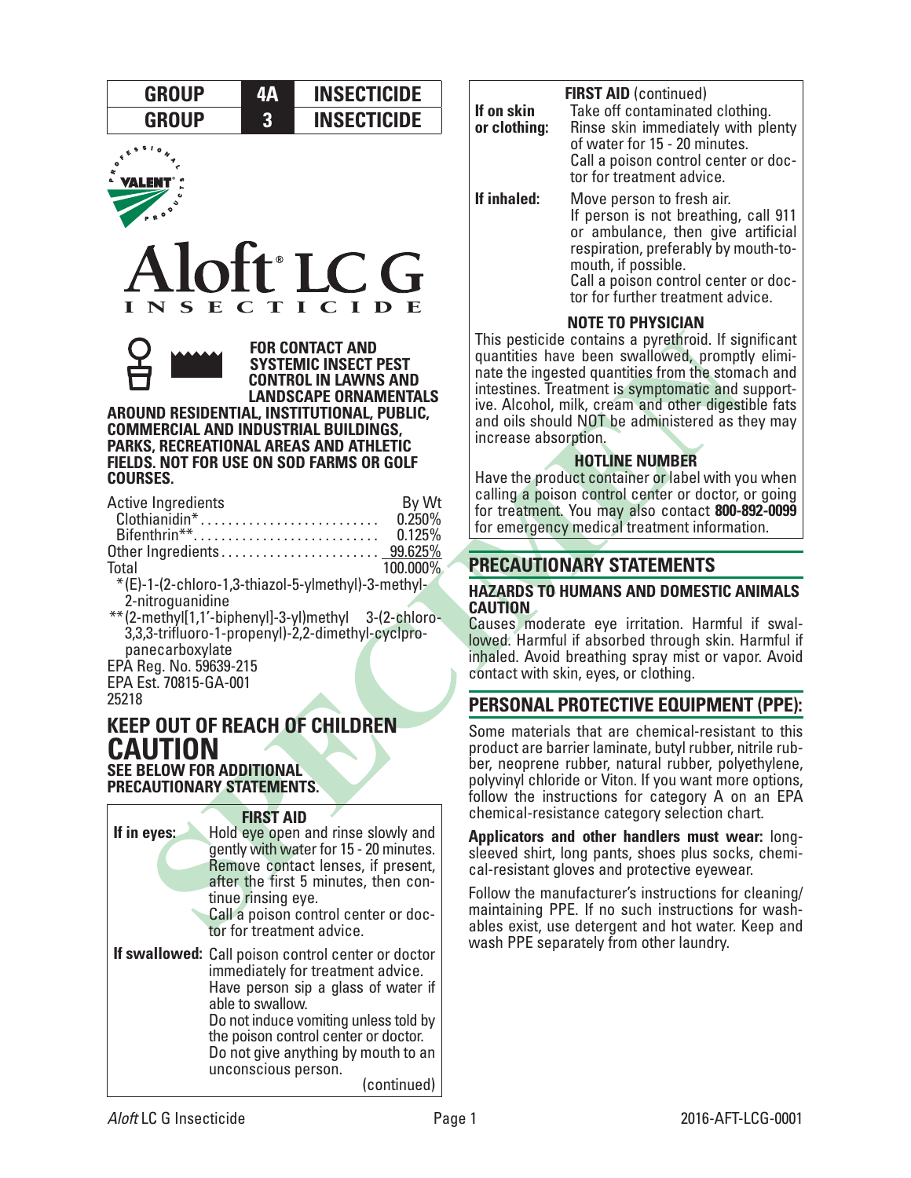| GROUP | 4A | INSECTICIDE |
|---|---|---|
| GROUP | 3 | INSECTICIDE |

VALENT® PROFESSIONAL PRODUCTS

# Aloft® LC G

## INSECTICIDE

**FOR CONTACT AND SYSTEMIC INSECT PEST CONTROL IN LAWNS AND LANDSCAPE ORNAMENTALS AROUND RESIDENTIAL, INSTITUTIONAL, PUBLIC, COMMERCIAL AND INDUSTRIAL BUILDINGS, PARKS, RECREATIONAL AREAS AND ATHLETIC FIELDS. NOT FOR USE ON SOD FARMS OR GOLF COURSES.**

| Active Ingredients | By Wt |
|---|---|
| Clothianidin* | 0.250% |
| Bifenthrin** | 0.125% |
| Other Ingredients | 99.625% |
| Total | 100.000% |

*(E)-1-(2-chloro-1,3-thiazol-5-ylmethyl)-3-methyl-2-nitroguanidine

**(2-methyl[1,1'-biphenyl]-3-yl)methyl 3-(2-chloro-3,3,3-trifluoro-1-propenyl)-2,2-dimethyl-cyclpropanecarboxylate

EPA Reg. No. 59639-215

EPA Est. 70815-GA-001

25218

## KEEP OUT OF REACH OF CHILDREN

# CAUTION

**SEE BELOW FOR ADDITIONAL PRECAUTIONARY STATEMENTS.**

### FIRST AID

**If in eyes:** Hold eye open and rinse slowly and gently with water for 15 - 20 minutes. Remove contact lenses, if present, after the first 5 minutes, then continue rinsing eye. Call a poison control center or doctor for treatment advice.

**If swallowed:** Call poison control center or doctor immediately for treatment advice. Have person sip a glass of water if able to swallow. Do not induce vomiting unless told by the poison control center or doctor. Do not give anything by mouth to an unconscious person.

**If on skin or clothing:** Take off contaminated clothing. Rinse skin immediately with plenty of water for 15 - 20 minutes. Call a poison control center or doctor for treatment advice.

**If inhaled:** Move person to fresh air. If person is not breathing, call 911 or ambulance, then give artificial respiration, preferably by mouth-to-mouth, if possible. Call a poison control center or doctor for further treatment advice.

### NOTE TO PHYSICIAN

This pesticide contains a pyrethroid. If significant quantities have been swallowed, promptly eliminate the ingested quantities from the stomach and intestines. Treatment is symptomatic and supportive. Alcohol, milk, cream and other digestible fats and oils should NOT be administered as they may increase absorption.

### HOTLINE NUMBER

Have the product container or label with you when calling a poison control center or doctor, or going for treatment. You may also contact **800-892-0099** for emergency medical treatment information.

## PRECAUTIONARY STATEMENTS

### HAZARDS TO HUMANS AND DOMESTIC ANIMALS

**CAUTION**

Causes moderate eye irritation. Harmful if swallowed. Harmful if absorbed through skin. Harmful if inhaled. Avoid breathing spray mist or vapor. Avoid contact with skin, eyes, or clothing.

## PERSONAL PROTECTIVE EQUIPMENT (PPE):

Some materials that are chemical-resistant to this product are barrier laminate, butyl rubber, nitrile rubber, neoprene rubber, natural rubber, polyethylene, polyvinyl chloride or Viton. If you want more options, follow the instructions for category A on an EPA chemical-resistance category selection chart.

**Applicators and other handlers must wear:** long-sleeved shirt, long pants, shoes plus socks, chemical-resistant gloves and protective eyewear.

Follow the manufacturer's instructions for cleaning/maintaining PPE. If no such instructions for washables exist, use detergent and hot water. Keep and wash PPE separately from other laundry.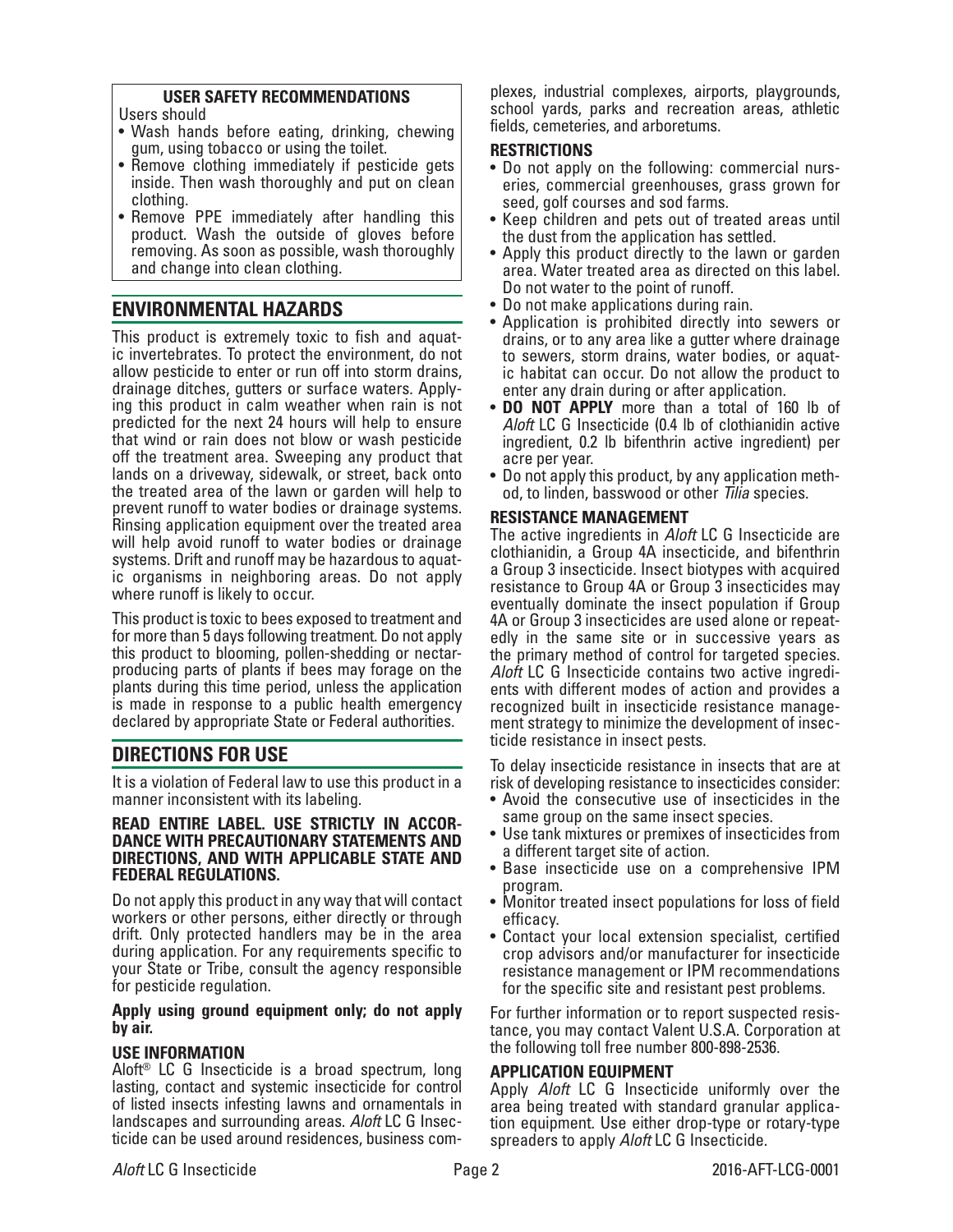**USER SAFETY RECOMMENDATIONS**

Users should

- Wash hands before eating, drinking, chewing gum, using tobacco or using the toilet.
- Remove clothing immediately if pesticide gets inside. Then wash thoroughly and put on clean clothing.
- Remove PPE immediately after handling this product. Wash the outside of gloves before removing. As soon as possible, wash thoroughly and change into clean clothing.

## ENVIRONMENTAL HAZARDS

This product is extremely toxic to fish and aquatic invertebrates. To protect the environment, do not allow pesticide to enter or run off into storm drains, drainage ditches, gutters or surface waters. Applying this product in calm weather when rain is not predicted for the next 24 hours will help to ensure that wind or rain does not blow or wash pesticide off the treatment area. Sweeping any product that lands on a driveway, sidewalk, or street, back onto the treated area of the lawn or garden will help to prevent runoff to water bodies or drainage systems. Rinsing application equipment over the treated area will help avoid runoff to water bodies or drainage systems. Drift and runoff may be hazardous to aquatic organisms in neighboring areas. Do not apply where runoff is likely to occur.

This product is toxic to bees exposed to treatment and for more than 5 days following treatment. Do not apply this product to blooming, pollen-shedding or nectar-producing parts of plants if bees may forage on the plants during this time period, unless the application is made in response to a public health emergency declared by appropriate State or Federal authorities.

## DIRECTIONS FOR USE

It is a violation of Federal law to use this product in a manner inconsistent with its labeling.

**READ ENTIRE LABEL. USE STRICTLY IN ACCORDANCE WITH PRECAUTIONARY STATEMENTS AND DIRECTIONS, AND WITH APPLICABLE STATE AND FEDERAL REGULATIONS.**

Do not apply this product in any way that will contact workers or other persons, either directly or through drift. Only protected handlers may be in the area during application. For any requirements specific to your State or Tribe, consult the agency responsible for pesticide regulation.

**Apply using ground equipment only; do not apply by air.**

### USE INFORMATION

Aloft® LC G Insecticide is a broad spectrum, long lasting, contact and systemic insecticide for control of listed insects infesting lawns and ornamentals in landscapes and surrounding areas. *Aloft* LC G Insecticide can be used around residences, business complexes, industrial complexes, airports, playgrounds, school yards, parks and recreation areas, athletic fields, cemeteries, and arboretums.

### RESTRICTIONS

- Do not apply on the following: commercial nurseries, commercial greenhouses, grass grown for seed, golf courses and sod farms.
- Keep children and pets out of treated areas until the dust from the application has settled.
- Apply this product directly to the lawn or garden area. Water treated area as directed on this label. Do not water to the point of runoff.
- Do not make applications during rain.
- Application is prohibited directly into sewers or drains, or to any area like a gutter where drainage to sewers, storm drains, water bodies, or aquatic habitat can occur. Do not allow the product to enter any drain during or after application.
- **DO NOT APPLY** more than a total of 160 lb of *Aloft* LC G Insecticide (0.4 lb of clothianidin active ingredient, 0.2 lb bifenthrin active ingredient) per acre per year.
- Do not apply this product, by any application method, to linden, basswood or other *Tilia* species.

### RESISTANCE MANAGEMENT

The active ingredients in *Aloft* LC G Insecticide are clothianidin, a Group 4A insecticide, and bifenthrin a Group 3 insecticide. Insect biotypes with acquired resistance to Group 4A or Group 3 insecticides may eventually dominate the insect population if Group 4A or Group 3 insecticides are used alone or repeatedly in the same site or in successive years as the primary method of control for targeted species. *Aloft* LC G Insecticide contains two active ingredients with different modes of action and provides a recognized built in insecticide resistance management strategy to minimize the development of insecticide resistance in insect pests.

To delay insecticide resistance in insects that are at risk of developing resistance to insecticides consider:

- Avoid the consecutive use of insecticides in the same group on the same insect species.
- Use tank mixtures or premixes of insecticides from a different target site of action.
- Base insecticide use on a comprehensive IPM program.
- Monitor treated insect populations for loss of field efficacy.
- Contact your local extension specialist, certified crop advisors and/or manufacturer for insecticide resistance management or IPM recommendations for the specific site and resistant pest problems.

For further information or to report suspected resistance, you may contact Valent U.S.A. Corporation at the following toll free number 800-898-2536.

### APPLICATION EQUIPMENT

Apply *Aloft* LC G Insecticide uniformly over the area being treated with standard granular application equipment. Use either drop-type or rotary-type spreaders to apply *Aloft* LC G Insecticide.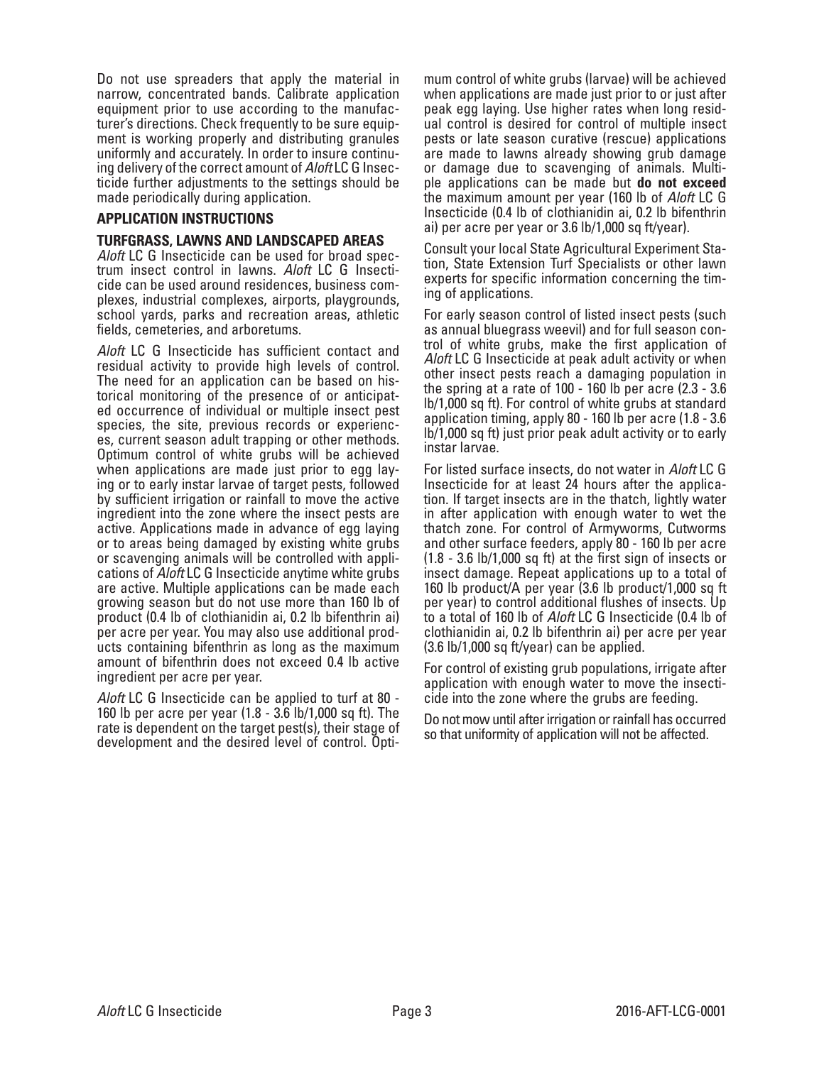Do not use spreaders that apply the material in narrow, concentrated bands. Calibrate application equipment prior to use according to the manufacturer's directions. Check frequently to be sure equipment is working properly and distributing granules uniformly and accurately. In order to insure continuing delivery of the correct amount of *Aloft* LC G Insecticide further adjustments to the settings should be made periodically during application.

## APPLICATION INSTRUCTIONS

### TURFGRASS, LAWNS AND LANDSCAPED AREAS

*Aloft* LC G Insecticide can be used for broad spectrum insect control in lawns. *Aloft* LC G Insecticide can be used around residences, business complexes, industrial complexes, airports, playgrounds, school yards, parks and recreation areas, athletic fields, cemeteries, and arboretums.

*Aloft* LC G Insecticide has sufficient contact and residual activity to provide high levels of control. The need for an application can be based on historical monitoring of the presence of or anticipated occurrence of individual or multiple insect pest species, the site, previous records or experiences, current season adult trapping or other methods. Optimum control of white grubs will be achieved when applications are made just prior to egg laying or to early instar larvae of target pests, followed by sufficient irrigation or rainfall to move the active ingredient into the zone where the insect pests are active. Applications made in advance of egg laying or to areas being damaged by existing white grubs or scavenging animals will be controlled with applications of *Aloft* LC G Insecticide anytime white grubs are active. Multiple applications can be made each growing season but do not use more than 160 lb of product (0.4 lb of clothianidin ai, 0.2 lb bifenthrin ai) per acre per year. You may also use additional products containing bifenthrin as long as the maximum amount of bifenthrin does not exceed 0.4 lb active ingredient per acre per year.

*Aloft* LC G Insecticide can be applied to turf at 80 - 160 lb per acre per year (1.8 - 3.6 lb/1,000 sq ft). The rate is dependent on the target pest(s), their stage of development and the desired level of control. Optimum control of white grubs (larvae) will be achieved when applications are made just prior to or just after peak egg laying. Use higher rates when long residual control is desired for control of multiple insect pests or late season curative (rescue) applications are made to lawns already showing grub damage or damage due to scavenging of animals. Multiple applications can be made but **do not exceed** the maximum amount per year (160 lb of *Aloft* LC G Insecticide (0.4 lb of clothianidin ai, 0.2 lb bifenthrin ai) per acre per year or 3.6 lb/1,000 sq ft/year).

Consult your local State Agricultural Experiment Station, State Extension Turf Specialists or other lawn experts for specific information concerning the timing of applications.

For early season control of listed insect pests (such as annual bluegrass weevil) and for full season control of white grubs, make the first application of *Aloft* LC G Insecticide at peak adult activity or when other insect pests reach a damaging population in the spring at a rate of 100 - 160 lb per acre (2.3 - 3.6 lb/1,000 sq ft). For control of white grubs at standard application timing, apply 80 - 160 lb per acre (1.8 - 3.6 lb/1,000 sq ft) just prior peak adult activity or to early instar larvae.

For listed surface insects, do not water in *Aloft* LC G Insecticide for at least 24 hours after the application. If target insects are in the thatch, lightly water in after application with enough water to wet the thatch zone. For control of Armyworms, Cutworms and other surface feeders, apply 80 - 160 lb per acre (1.8 - 3.6 lb/1,000 sq ft) at the first sign of insects or insect damage. Repeat applications up to a total of 160 lb product/A per year (3.6 lb product/1,000 sq ft per year) to control additional flushes of insects. Up to a total of 160 lb of *Aloft* LC G Insecticide (0.4 lb of clothianidin ai, 0.2 lb bifenthrin ai) per acre per year (3.6 lb/1,000 sq ft/year) can be applied.

For control of existing grub populations, irrigate after application with enough water to move the insecticide into the zone where the grubs are feeding.

Do not mow until after irrigation or rainfall has occurred so that uniformity of application will not be affected.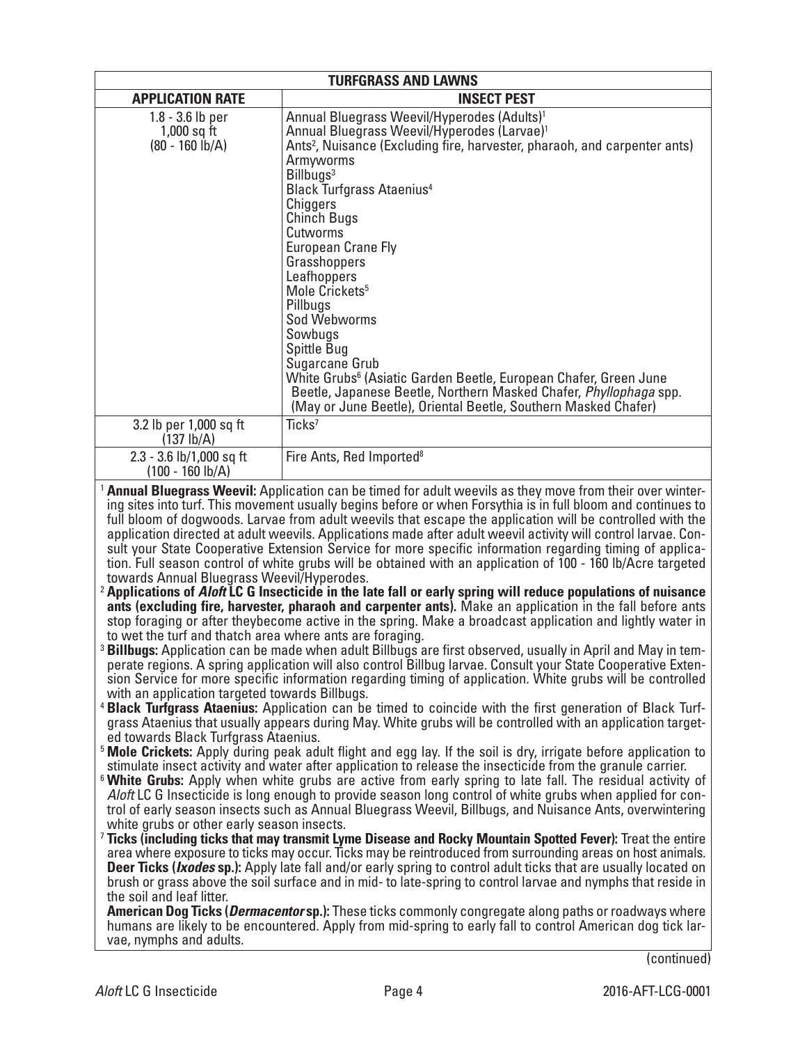| TURFGRASS AND LAWNS | |
|---|---|
| **APPLICATION RATE** | **INSECT PEST** |
| 1.8 - 3.6 lb per 1,000 sq ft (80 - 160 lb/A) | Annual Bluegrass Weevil/Hyperodes (Adults)[1]<br>Annual Bluegrass Weevil/Hyperodes (Larvae)[1]<br>Ants[2], Nuisance (Excluding fire, harvester, pharaoh, and carpenter ants)<br>Armyworms<br>Billbugs[3]<br>Black Turfgrass Ataenius[4]<br>Chiggers<br>Chinch Bugs<br>Cutworms<br>European Crane Fly<br>Grasshoppers<br>Leafhoppers<br>Mole Crickets[5]<br>Pillbugs<br>Sod Webworms<br>Sowbugs<br>Spittle Bug<br>Sugarcane Grub<br>White Grubs[6] (Asiatic Garden Beetle, European Chafer, Green June Beetle, Japanese Beetle, Northern Masked Chafer, *Phyllophaga* spp. (May or June Beetle), Oriental Beetle, Southern Masked Chafer) |
| 3.2 lb per 1,000 sq ft (137 lb/A) | Ticks[7] |
| 2.3 - 3.6 lb/1,000 sq ft (100 - 160 lb/A) | Fire Ants, Red Imported[8] |

[1] **Annual Bluegrass Weevil:** Application can be timed for adult weevils as they move from their over wintering sites into turf. This movement usually begins before or when Forsythia is in full bloom and continues to full bloom of dogwoods. Larvae from adult weevils that escape the application will be controlled with the application directed at adult weevils. Applications made after adult weevil activity will control larvae. Consult your State Cooperative Extension Service for more specific information regarding timing of application. Full season control of white grubs will be obtained with an application of 100 - 160 lb/Acre targeted towards Annual Bluegrass Weevil/Hyperodes.

[2] **Applications of *Aloft* LC G Insecticide in the late fall or early spring will reduce populations of nuisance ants (excluding fire, harvester, pharaoh and carpenter ants).** Make an application in the fall before ants stop foraging or after theybecome active in the spring. Make a broadcast application and lightly water in to wet the turf and thatch area where ants are foraging.

[3] **Billbugs:** Application can be made when adult Billbugs are first observed, usually in April and May in temperate regions. A spring application will also control Billbug larvae. Consult your State Cooperative Extension Service for more specific information regarding timing of application. White grubs will be controlled with an application targeted towards Billbugs.

[4] **Black Turfgrass Ataenius:** Application can be timed to coincide with the first generation of Black Turfgrass Ataenius that usually appears during May. White grubs will be controlled with an application targeted towards Black Turfgrass Ataenius.

[5] **Mole Crickets:** Apply during peak adult flight and egg lay. If the soil is dry, irrigate before application to stimulate insect activity and water after application to release the insecticide from the granule carrier.

[6] **White Grubs:** Apply when white grubs are active from early spring to late fall. The residual activity of *Aloft* LC G Insecticide is long enough to provide season long control of white grubs when applied for control of early season insects such as Annual Bluegrass Weevil, Billbugs, and Nuisance Ants, overwintering white grubs or other early season insects.

[7] **Ticks (including ticks that may transmit Lyme Disease and Rocky Mountain Spotted Fever):** Treat the entire area where exposure to ticks may occur. Ticks may be reintroduced from surrounding areas on host animals.
**Deer Ticks (*Ixodes* sp.):** Apply late fall and/or early spring to control adult ticks that are usually located on brush or grass above the soil surface and in mid- to late-spring to control larvae and nymphs that reside in the soil and leaf litter.
**American Dog Ticks (*Dermacentor* sp.):** These ticks commonly congregate along paths or roadways where humans are likely to be encountered. Apply from mid-spring to early fall to control American dog tick larvae, nymphs and adults.

(continued)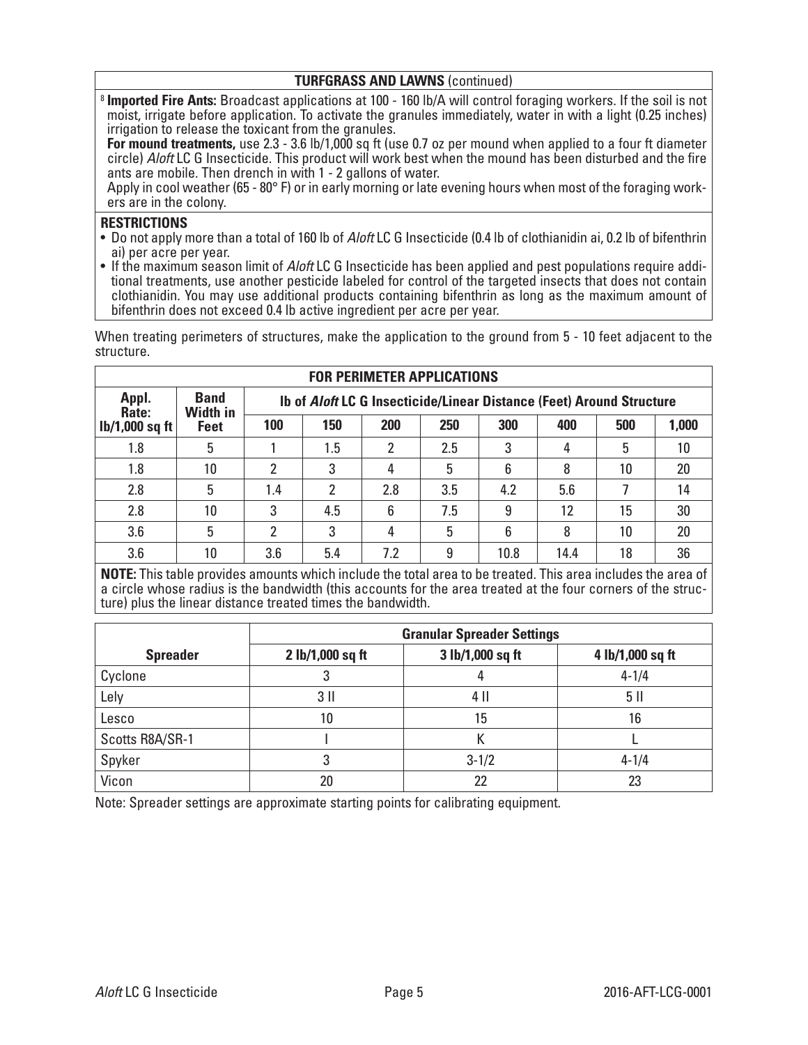**TURFGRASS AND LAWNS** (continued)

[8] **Imported Fire Ants:** Broadcast applications at 100 - 160 lb/A will control foraging workers. If the soil is not moist, irrigate before application. To activate the granules immediately, water in with a light (0.25 inches) irrigation to release the toxicant from the granules.

**For mound treatments,** use 2.3 - 3.6 lb/1,000 sq ft (use 0.7 oz per mound when applied to a four ft diameter circle) *Aloft* LC G Insecticide. This product will work best when the mound has been disturbed and the fire ants are mobile. Then drench in with 1 - 2 gallons of water.

Apply in cool weather (65 - 80° F) or in early morning or late evening hours when most of the foraging workers are in the colony.

**RESTRICTIONS**

- Do not apply more than a total of 160 lb of *Aloft* LC G Insecticide (0.4 lb of clothianidin ai, 0.2 lb of bifenthrin ai) per acre per year.
- If the maximum season limit of *Aloft* LC G Insecticide has been applied and pest populations require additional treatments, use another pesticide labeled for control of the targeted insects that does not contain clothianidin. You may use additional products containing bifenthrin as long as the maximum amount of bifenthrin does not exceed 0.4 lb active ingredient per acre per year.

When treating perimeters of structures, make the application to the ground from 5 - 10 feet adjacent to the structure.

**FOR PERIMETER APPLICATIONS**

| Appl. Rate: lb/1,000 sq ft | Band Width in Feet | lb of *Aloft* LC G Insecticide/Linear Distance (Feet) Around Structure | | | | | | | |
|---|---|---|---|---|---|---|---|---|---|
| | | 100 | 150 | 200 | 250 | 300 | 400 | 500 | 1,000 |
| 1.8 | 5 | 1 | 1.5 | 2 | 2.5 | 3 | 4 | 5 | 10 |
| 1.8 | 10 | 2 | 3 | 4 | 5 | 6 | 8 | 10 | 20 |
| 2.8 | 5 | 1.4 | 2 | 2.8 | 3.5 | 4.2 | 5.6 | 7 | 14 |
| 2.8 | 10 | 3 | 4.5 | 6 | 7.5 | 9 | 12 | 15 | 30 |
| 3.6 | 5 | 2 | 3 | 4 | 5 | 6 | 8 | 10 | 20 |
| 3.6 | 10 | 3.6 | 5.4 | 7.2 | 9 | 10.8 | 14.4 | 18 | 36 |

**NOTE:** This table provides amounts which include the total area to be treated. This area includes the area of a circle whose radius is the bandwidth (this accounts for the area treated at the four corners of the structure) plus the linear distance treated times the bandwidth.

| Spreader | Granular Spreader Settings | | |
|---|---|---|---|
| | 2 lb/1,000 sq ft | 3 lb/1,000 sq ft | 4 lb/1,000 sq ft |
| Cyclone | 3 | 4 | 4-1/4 |
| Lely | 3 II | 4 II | 5 II |
| Lesco | 10 | 15 | 16 |
| Scotts R8A/SR-1 | I | K | L |
| Spyker | 3 | 3-1/2 | 4-1/4 |
| Vicon | 20 | 22 | 23 |

Note: Spreader settings are approximate starting points for calibrating equipment.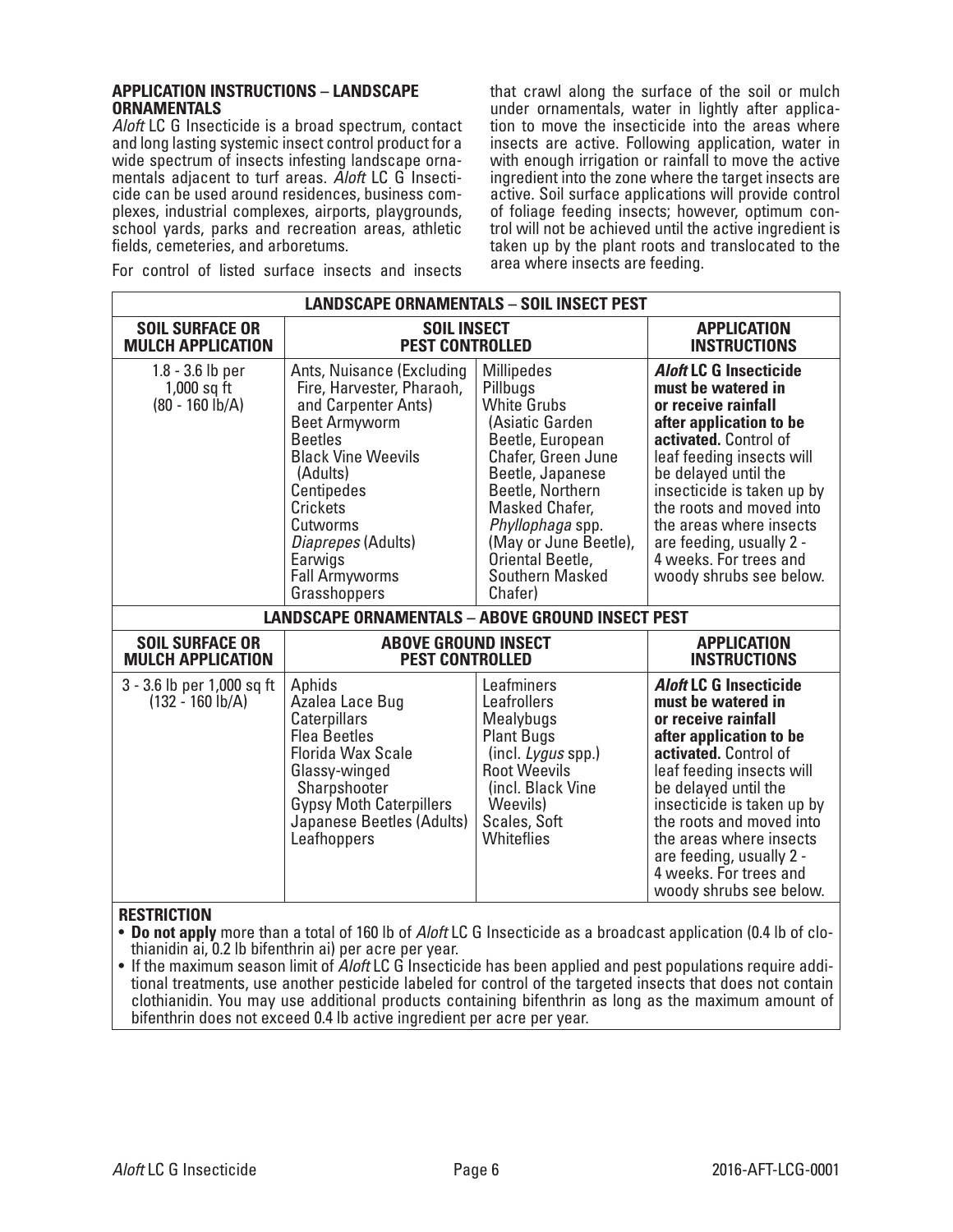## APPLICATION INSTRUCTIONS – LANDSCAPE ORNAMENTALS

*Aloft* LC G Insecticide is a broad spectrum, contact and long lasting systemic insect control product for a wide spectrum of insects infesting landscape ornamentals adjacent to turf areas. *Aloft* LC G Insecticide can be used around residences, business complexes, industrial complexes, airports, playgrounds, school yards, parks and recreation areas, athletic fields, cemeteries, and arboretums.

For control of listed surface insects and insects that crawl along the surface of the soil or mulch under ornamentals, water in lightly after application to move the insecticide into the areas where insects are active. Following application, water in with enough irrigation or rainfall to move the active ingredient into the zone where the target insects are active. Soil surface applications will provide control of foliage feeding insects; however, optimum control will not be achieved until the active ingredient is taken up by the plant roots and translocated to the area where insects are feeding.

| LANDSCAPE ORNAMENTALS – SOIL INSECT PEST | | | |
|---|---|---|---|
| **SOIL SURFACE OR MULCH APPLICATION** | **SOIL INSECT PEST CONTROLLED** | | **APPLICATION INSTRUCTIONS** |
| 1.8 - 3.6 lb per 1,000 sq ft (80 - 160 lb/A) | Ants, Nuisance (Excluding Fire, Harvester, Pharaoh, and Carpenter Ants)<br>Beet Armyworm<br>Beetles<br>Black Vine Weevils (Adults)<br>Centipedes<br>Crickets<br>Cutworms<br>*Diaprepes* (Adults)<br>Earwigs<br>Fall Armyworms<br>Grasshoppers | Millipedes<br>Pillbugs<br>White Grubs (Asiatic Garden Beetle, European Chafer, Green June Beetle, Japanese Beetle, Northern Masked Chafer, *Phyllophaga* spp. (May or June Beetle), Oriental Beetle, Southern Masked Chafer) | ***Aloft* LC G Insecticide must be watered in or receive rainfall after application to be activated.** Control of leaf feeding insects will be delayed until the insecticide is taken up by the roots and moved into the areas where insects are feeding, usually 2 - 4 weeks. For trees and woody shrubs see below. |
| **LANDSCAPE ORNAMENTALS – ABOVE GROUND INSECT PEST** | | | |
| **SOIL SURFACE OR MULCH APPLICATION** | **ABOVE GROUND INSECT PEST CONTROLLED** | | **APPLICATION INSTRUCTIONS** |
| 3 - 3.6 lb per 1,000 sq ft (132 - 160 lb/A) | Aphids<br>Azalea Lace Bug<br>Caterpillars<br>Flea Beetles<br>Florida Wax Scale<br>Glassy-winged Sharpshooter<br>Gypsy Moth Caterpillers<br>Japanese Beetles (Adults)<br>Leafhoppers | Leafminers<br>Leafrollers<br>Mealybugs<br>Plant Bugs (incl. *Lygus* spp.)<br>Root Weevils (incl. Black Vine Weevils)<br>Scales, Soft<br>Whiteflies | ***Aloft* LC G Insecticide must be watered in or receive rainfall after application to be activated.** Control of leaf feeding insects will be delayed until the insecticide is taken up by the roots and moved into the areas where insects are feeding, usually 2 - 4 weeks. For trees and woody shrubs see below. |

**RESTRICTION**

- **Do not apply** more than a total of 160 lb of *Aloft* LC G Insecticide as a broadcast application (0.4 lb of clothianidin ai, 0.2 lb bifenthrin ai) per acre per year.
- If the maximum season limit of *Aloft* LC G Insecticide has been applied and pest populations require additional treatments, use another pesticide labeled for control of the targeted insects that does not contain clothianidin. You may use additional products containing bifenthrin as long as the maximum amount of bifenthrin does not exceed 0.4 lb active ingredient per acre per year.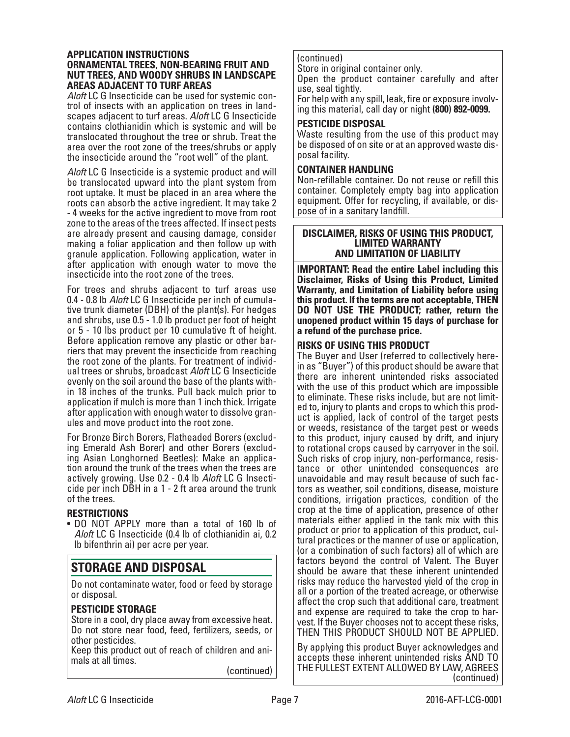## APPLICATION INSTRUCTIONS

### ORNAMENTAL TREES, NON-BEARING FRUIT AND NUT TREES, AND WOODY SHRUBS IN LANDSCAPE AREAS ADJACENT TO TURF AREAS

*Aloft* LC G Insecticide can be used for systemic control of insects with an application on trees in landscapes adjacent to turf areas. *Aloft* LC G Insecticide contains clothianidin which is systemic and will be translocated throughout the tree or shrub. Treat the area over the root zone of the trees/shrubs or apply the insecticide around the "root well" of the plant.

*Aloft* LC G Insecticide is a systemic product and will be translocated upward into the plant system from root uptake. It must be placed in an area where the roots can absorb the active ingredient. It may take 2 - 4 weeks for the active ingredient to move from root zone to the areas of the trees affected. If insect pests are already present and causing damage, consider making a foliar application and then follow up with granule application. Following application, water in after application with enough water to move the insecticide into the root zone of the trees.

For trees and shrubs adjacent to turf areas use 0.4 - 0.8 lb *Aloft* LC G Insecticide per inch of cumulative trunk diameter (DBH) of the plant(s). For hedges and shrubs, use 0.5 - 1.0 lb product per foot of height or 5 - 10 lbs product per 10 cumulative ft of height. Before application remove any plastic or other barriers that may prevent the insecticide from reaching the root zone of the plants. For treatment of individual trees or shrubs, broadcast *Aloft* LC G Insecticide evenly on the soil around the base of the plants within 18 inches of the trunks. Pull back mulch prior to application if mulch is more than 1 inch thick. Irrigate after application with enough water to dissolve granules and move product into the root zone.

For Bronze Birch Borers, Flatheaded Borers (excluding Emerald Ash Borer) and other Borers (excluding Asian Longhorned Beetles): Make an application around the trunk of the trees when the trees are actively growing. Use 0.2 - 0.4 lb *Aloft* LC G Insecticide per inch DBH in a 1 - 2 ft area around the trunk of the trees.

### RESTRICTIONS

- DO NOT APPLY more than a total of 160 lb of *Aloft* LC G Insecticide (0.4 lb of clothianidin ai, 0.2 lb bifenthrin ai) per acre per year.

## STORAGE AND DISPOSAL

Do not contaminate water, food or feed by storage or disposal.

### PESTICIDE STORAGE

Store in a cool, dry place away from excessive heat. Do not store near food, feed, fertilizers, seeds, or other pesticides.

Keep this product out of reach of children and animals at all times.

Store in original container only.

Open the product container carefully and after use, seal tightly.

For help with any spill, leak, fire or exposure involving this material, call day or night **(800) 892-0099.**

### PESTICIDE DISPOSAL

Waste resulting from the use of this product may be disposed of on site or at an approved waste disposal facility.

### CONTAINER HANDLING

Non-refillable container. Do not reuse or refill this container. Completely empty bag into application equipment. Offer for recycling, if available, or dispose of in a sanitary landfill.

## DISCLAIMER, RISKS OF USING THIS PRODUCT, LIMITED WARRANTY AND LIMITATION OF LIABILITY

**IMPORTANT: Read the entire Label including this Disclaimer, Risks of Using this Product, Limited Warranty, and Limitation of Liability before using this product. If the terms are not acceptable, THEN DO NOT USE THE PRODUCT; rather, return the unopened product within 15 days of purchase for a refund of the purchase price.**

### RISKS OF USING THIS PRODUCT

The Buyer and User (referred to collectively herein as "Buyer") of this product should be aware that there are inherent unintended risks associated with the use of this product which are impossible to eliminate. These risks include, but are not limited to, injury to plants and crops to which this product is applied, lack of control of the target pests or weeds, resistance of the target pest or weeds to this product, injury caused by drift, and injury to rotational crops caused by carryover in the soil. Such risks of crop injury, non-performance, resistance or other unintended consequences are unavoidable and may result because of such factors as weather, soil conditions, disease, moisture conditions, irrigation practices, condition of the crop at the time of application, presence of other materials either applied in the tank mix with this product or prior to application of this product, cultural practices or the manner of use or application, (or a combination of such factors) all of which are factors beyond the control of Valent. The Buyer should be aware that these inherent unintended risks may reduce the harvested yield of the crop in all or a portion of the treated acreage, or otherwise affect the crop such that additional care, treatment and expense are required to take the crop to harvest. If the Buyer chooses not to accept these risks, THEN THIS PRODUCT SHOULD NOT BE APPLIED.

By applying this product Buyer acknowledges and accepts these inherent unintended risks AND TO THE FULLEST EXTENT ALLOWED BY LAW, AGREES

(continued)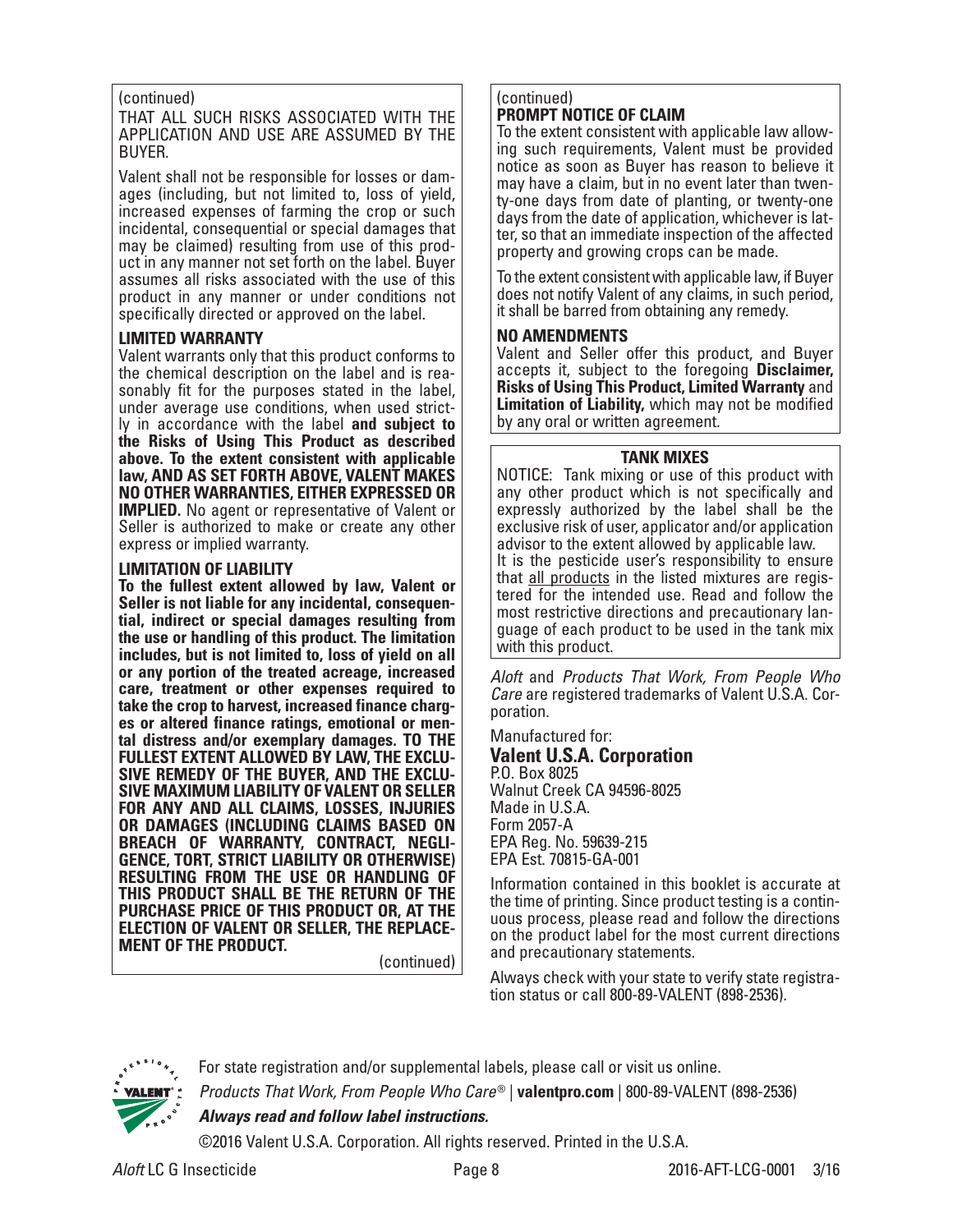(continued)

THAT ALL SUCH RISKS ASSOCIATED WITH THE APPLICATION AND USE ARE ASSUMED BY THE BUYER.

Valent shall not be responsible for losses or damages (including, but not limited to, loss of yield, increased expenses of farming the crop or such incidental, consequential or special damages that may be claimed) resulting from use of this product in any manner not set forth on the label. Buyer assumes all risks associated with the use of this product in any manner or under conditions not specifically directed or approved on the label.

**LIMITED WARRANTY**

Valent warrants only that this product conforms to the chemical description on the label and is reasonably fit for the purposes stated in the label, under average use conditions, when used strictly in accordance with the label **and subject to the Risks of Using This Product as described above. To the extent consistent with applicable law, AND AS SET FORTH ABOVE, VALENT MAKES NO OTHER WARRANTIES, EITHER EXPRESSED OR IMPLIED.** No agent or representative of Valent or Seller is authorized to make or create any other express or implied warranty.

**LIMITATION OF LIABILITY**

**To the fullest extent allowed by law, Valent or Seller is not liable for any incidental, consequential, indirect or special damages resulting from the use or handling of this product. The limitation includes, but is not limited to, loss of yield on all or any portion of the treated acreage, increased care, treatment or other expenses required to take the crop to harvest, increased finance charges or altered finance ratings, emotional or mental distress and/or exemplary damages. TO THE FULLEST EXTENT ALLOWED BY LAW, THE EXCLUSIVE REMEDY OF THE BUYER, AND THE EXCLUSIVE MAXIMUM LIABILITY OF VALENT OR SELLER FOR ANY AND ALL CLAIMS, LOSSES, INJURIES OR DAMAGES (INCLUDING CLAIMS BASED ON BREACH OF WARRANTY, CONTRACT, NEGLIGENCE, TORT, STRICT LIABILITY OR OTHERWISE) RESULTING FROM THE USE OR HANDLING OF THIS PRODUCT SHALL BE THE RETURN OF THE PURCHASE PRICE OF THIS PRODUCT OR, AT THE ELECTION OF VALENT OR SELLER, THE REPLACEMENT OF THE PRODUCT.**

(continued)

(continued)

**PROMPT NOTICE OF CLAIM**

To the extent consistent with applicable law allowing such requirements, Valent must be provided notice as soon as Buyer has reason to believe it may have a claim, but in no event later than twenty-one days from date of planting, or twenty-one days from the date of application, whichever is later, so that an immediate inspection of the affected property and growing crops can be made.

To the extent consistent with applicable law, if Buyer does not notify Valent of any claims, in such period, it shall be barred from obtaining any remedy.

**NO AMENDMENTS**

Valent and Seller offer this product, and Buyer accepts it, subject to the foregoing **Disclaimer, Risks of Using This Product, Limited Warranty** and **Limitation of Liability,** which may not be modified by any oral or written agreement.

**TANK MIXES**

NOTICE: Tank mixing or use of this product with any other product which is not specifically and expressly authorized by the label shall be the exclusive risk of user, applicator and/or application advisor to the extent allowed by applicable law.

It is the pesticide user's responsibility to ensure that all products in the listed mixtures are registered for the intended use. Read and follow the most restrictive directions and precautionary language of each product to be used in the tank mix with this product.

*Aloft* and *Products That Work, From People Who Care* are registered trademarks of Valent U.S.A. Corporation.

Manufactured for:

**Valent U.S.A. Corporation**
P.O. Box 8025
Walnut Creek CA 94596-8025
Made in U.S.A.
Form 2057-A
EPA Reg. No. 59639-215
EPA Est. 70815-GA-001

Information contained in this booklet is accurate at the time of printing. Since product testing is a continuous process, please read and follow the directions on the product label for the most current directions and precautionary statements.

Always check with your state to verify state registration status or call 800-89-VALENT (898-2536).

For state registration and/or supplemental labels, please call or visit us online.

*Products That Work, From People Who Care®* | **valentpro.com** | 800-89-VALENT (898-2536)

***Always read and follow label instructions.***

©2016 Valent U.S.A. Corporation. All rights reserved. Printed in the U.S.A.

*Aloft* LC G Insecticide 2016-AFT-LCG-0001 3/16